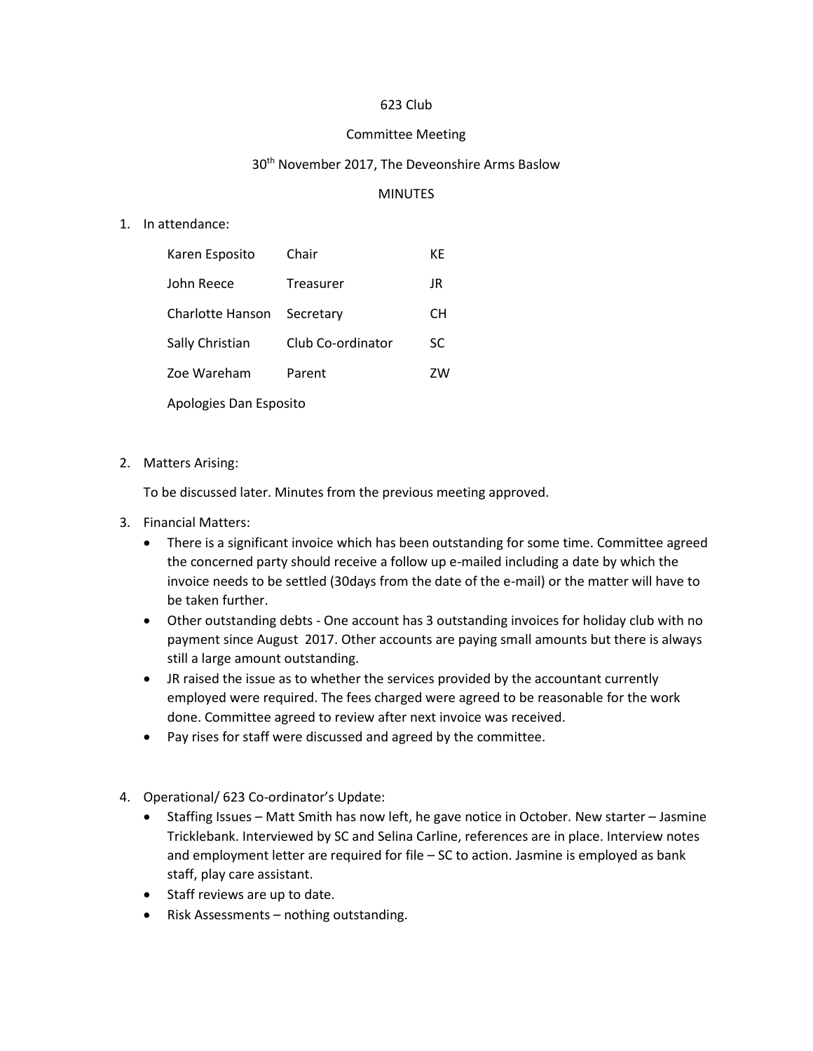623 Club

Committee Meeting

30th November 2017, The Deveonshire Arms Baslow

MINUTES

1. In attendance:

| | | |
|---|---|---|
| Karen Esposito | Chair | KE |
| John Reece | Treasurer | JR |
| Charlotte Hanson | Secretary | CH |
| Sally Christian | Club Co-ordinator | SC |
| Zoe Wareham | Parent | ZW |

   Apologies Dan Esposito

2. Matters Arising:

   To be discussed later. Minutes from the previous meeting approved.

3. Financial Matters:
   - There is a significant invoice which has been outstanding for some time. Committee agreed the concerned party should receive a follow up e-mailed including a date by which the invoice needs to be settled (30days from the date of the e-mail) or the matter will have to be taken further.
   - Other outstanding debts - One account has 3 outstanding invoices for holiday club with no payment since August 2017. Other accounts are paying small amounts but there is always still a large amount outstanding.
   - JR raised the issue as to whether the services provided by the accountant currently employed were required. The fees charged were agreed to be reasonable for the work done. Committee agreed to review after next invoice was received.
   - Pay rises for staff were discussed and agreed by the committee.

4. Operational/ 623 Co-ordinator's Update:
   - Staffing Issues – Matt Smith has now left, he gave notice in October. New starter – Jasmine Tricklebank. Interviewed by SC and Selina Carline, references are in place. Interview notes and employment letter are required for file – SC to action. Jasmine is employed as bank staff, play care assistant.
   - Staff reviews are up to date.
   - Risk Assessments – nothing outstanding.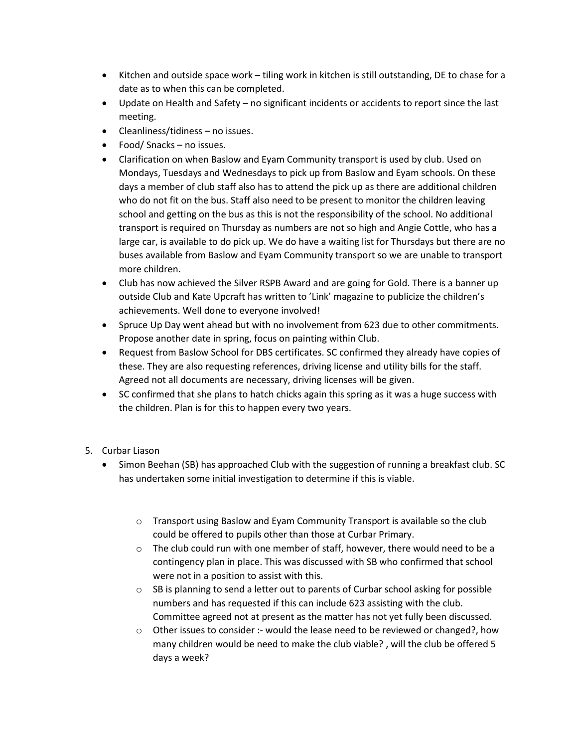- Kitchen and outside space work – tiling work in kitchen is still outstanding, DE to chase for a date as to when this can be completed.
- Update on Health and Safety – no significant incidents or accidents to report since the last meeting.
- Cleanliness/tidiness – no issues.
- Food/ Snacks – no issues.
- Clarification on when Baslow and Eyam Community transport is used by club. Used on Mondays, Tuesdays and Wednesdays to pick up from Baslow and Eyam schools. On these days a member of club staff also has to attend the pick up as there are additional children who do not fit on the bus. Staff also need to be present to monitor the children leaving school and getting on the bus as this is not the responsibility of the school. No additional transport is required on Thursday as numbers are not so high and Angie Cottle, who has a large car, is available to do pick up. We do have a waiting list for Thursdays but there are no buses available from Baslow and Eyam Community transport so we are unable to transport more children.
- Club has now achieved the Silver RSPB Award and are going for Gold. There is a banner up outside Club and Kate Upcraft has written to 'Link' magazine to publicize the children's achievements. Well done to everyone involved!
- Spruce Up Day went ahead but with no involvement from 623 due to other commitments. Propose another date in spring, focus on painting within Club.
- Request from Baslow School for DBS certificates. SC confirmed they already have copies of these. They are also requesting references, driving license and utility bills for the staff. Agreed not all documents are necessary, driving licenses will be given.
- SC confirmed that she plans to hatch chicks again this spring as it was a huge success with the children. Plan is for this to happen every two years.

5. Curbar Liason
   - Simon Beehan (SB) has approached Club with the suggestion of running a breakfast club. SC has undertaken some initial investigation to determine if this is viable.
     - Transport using Baslow and Eyam Community Transport is available so the club could be offered to pupils other than those at Curbar Primary.
     - The club could run with one member of staff, however, there would need to be a contingency plan in place. This was discussed with SB who confirmed that school were not in a position to assist with this.
     - SB is planning to send a letter out to parents of Curbar school asking for possible numbers and has requested if this can include 623 assisting with the club. Committee agreed not at present as the matter has not yet fully been discussed.
     - Other issues to consider :- would the lease need to be reviewed or changed?, how many children would be need to make the club viable? , will the club be offered 5 days a week?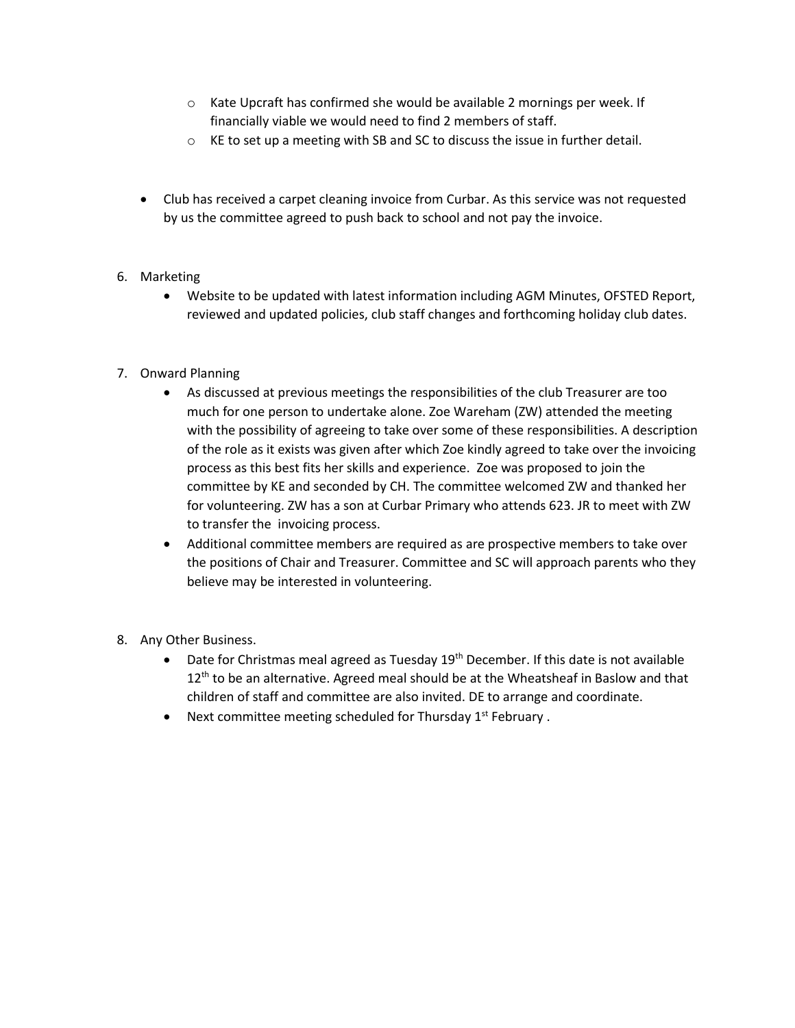- Kate Upcraft has confirmed she would be available 2 mornings per week. If financially viable we would need to find 2 members of staff.
  - KE to set up a meeting with SB and SC to discuss the issue in further detail.

- Club has received a carpet cleaning invoice from Curbar. As this service was not requested by us the committee agreed to push back to school and not pay the invoice.

6. Marketing
   - Website to be updated with latest information including AGM Minutes, OFSTED Report, reviewed and updated policies, club staff changes and forthcoming holiday club dates.

7. Onward Planning
   - As discussed at previous meetings the responsibilities of the club Treasurer are too much for one person to undertake alone. Zoe Wareham (ZW) attended the meeting with the possibility of agreeing to take over some of these responsibilities. A description of the role as it exists was given after which Zoe kindly agreed to take over the invoicing process as this best fits her skills and experience. Zoe was proposed to join the committee by KE and seconded by CH. The committee welcomed ZW and thanked her for volunteering. ZW has a son at Curbar Primary who attends 623. JR to meet with ZW to transfer the invoicing process.
   - Additional committee members are required as are prospective members to take over the positions of Chair and Treasurer. Committee and SC will approach parents who they believe may be interested in volunteering.

8. Any Other Business.
   - Date for Christmas meal agreed as Tuesday 19th December. If this date is not available 12th to be an alternative. Agreed meal should be at the Wheatsheaf in Baslow and that children of staff and committee are also invited. DE to arrange and coordinate.
   - Next committee meeting scheduled for Thursday 1st February .